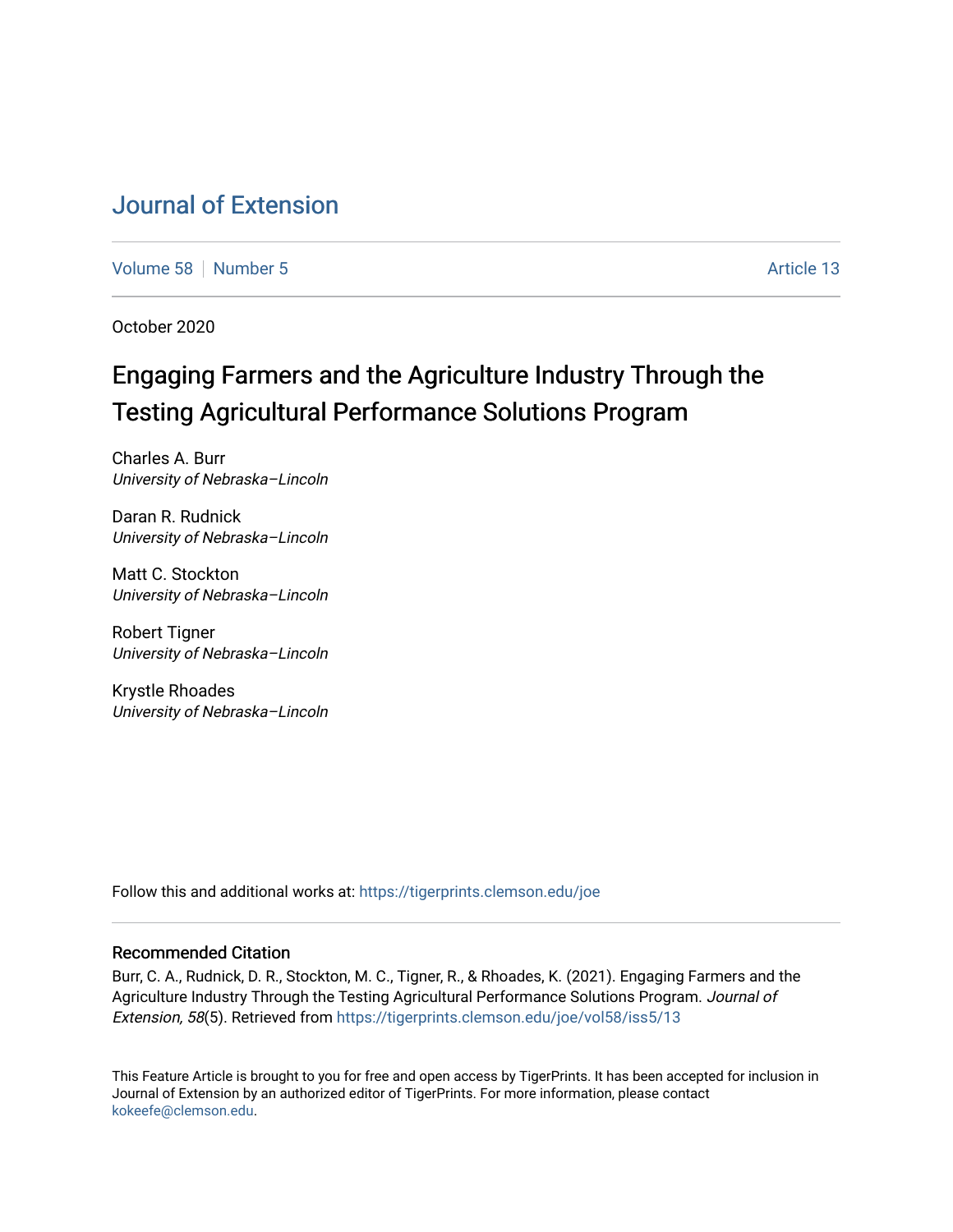# Journal of Extension

Volume 58 | Number 5 | Article 13

October 2020

## Engaging Farmers and the Agriculture Industry Through the Testing Agricultural Performance Solutions Program

Charles A. Burr
*University of Nebraska–Lincoln*

Daran R. Rudnick
*University of Nebraska–Lincoln*

Matt C. Stockton
*University of Nebraska–Lincoln*

Robert Tigner
*University of Nebraska–Lincoln*

Krystle Rhoades
*University of Nebraska–Lincoln*

Follow this and additional works at: https://tigerprints.clemson.edu/joe

### Recommended Citation

Burr, C. A., Rudnick, D. R., Stockton, M. C., Tigner, R., & Rhoades, K. (2021). Engaging Farmers and the Agriculture Industry Through the Testing Agricultural Performance Solutions Program. *Journal of Extension, 58*(5). Retrieved from https://tigerprints.clemson.edu/joe/vol58/iss5/13

This Feature Article is brought to you for free and open access by TigerPrints. It has been accepted for inclusion in Journal of Extension by an authorized editor of TigerPrints. For more information, please contact kokeefe@clemson.edu.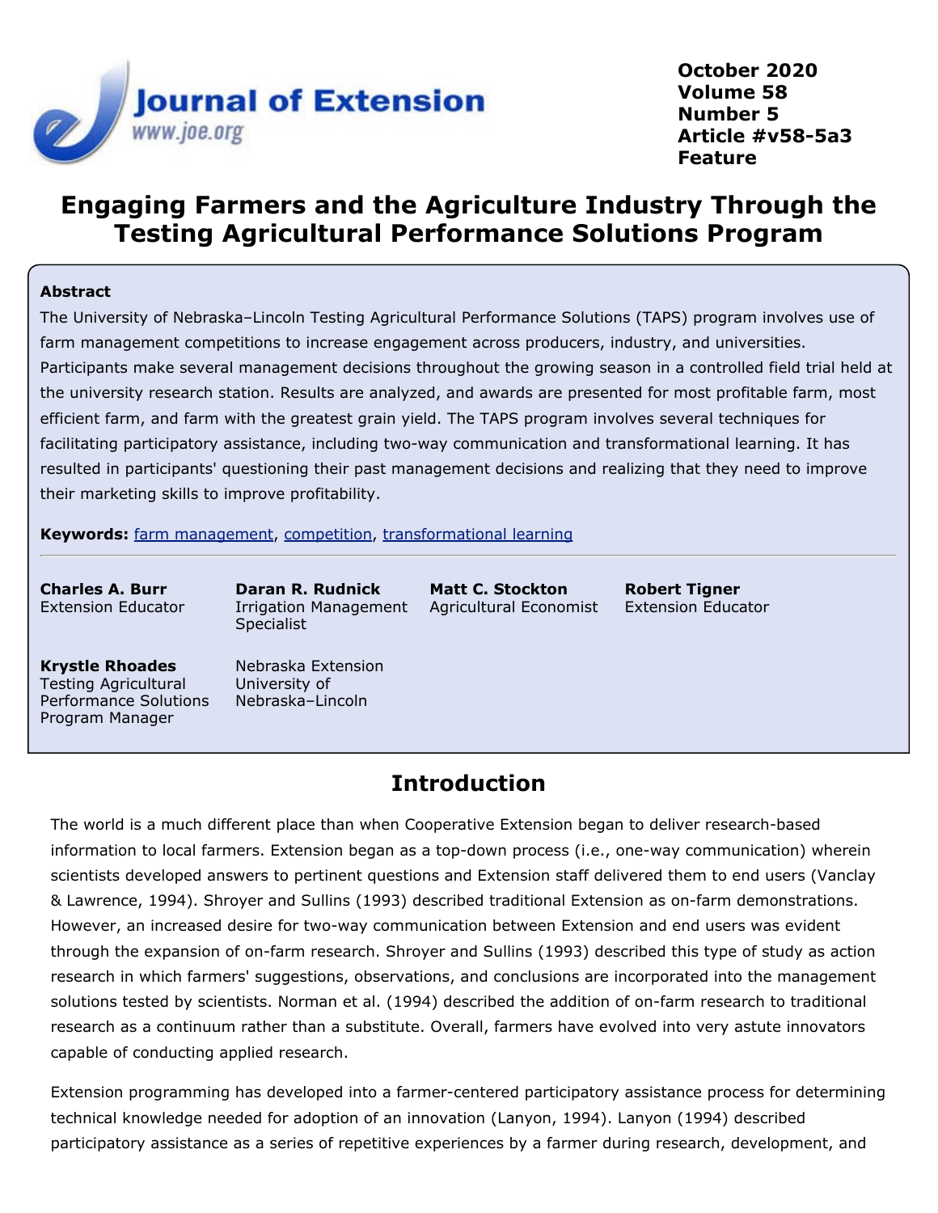# Engaging Farmers and the Agriculture Industry Through the Testing Agricultural Performance Solutions Program

## Abstract

The University of Nebraska–Lincoln Testing Agricultural Performance Solutions (TAPS) program involves use of farm management competitions to increase engagement across producers, industry, and universities. Participants make several management decisions throughout the growing season in a controlled field trial held at the university research station. Results are analyzed, and awards are presented for most profitable farm, most efficient farm, and farm with the greatest grain yield. The TAPS program involves several techniques for facilitating participatory assistance, including two-way communication and transformational learning. It has resulted in participants' questioning their past management decisions and realizing that they need to improve their marketing skills to improve profitability.

**Keywords:** farm management, competition, transformational learning

**Charles A. Burr**
Extension Educator

**Daran R. Rudnick**
Irrigation Management Specialist

**Matt C. Stockton**
Agricultural Economist

**Robert Tigner**
Extension Educator

**Krystle Rhoades**
Testing Agricultural Performance Solutions Program Manager

Nebraska Extension
University of Nebraska–Lincoln

## Introduction

The world is a much different place than when Cooperative Extension began to deliver research-based information to local farmers. Extension began as a top-down process (i.e., one-way communication) wherein scientists developed answers to pertinent questions and Extension staff delivered them to end users (Vanclay & Lawrence, 1994). Shroyer and Sullins (1993) described traditional Extension as on-farm demonstrations. However, an increased desire for two-way communication between Extension and end users was evident through the expansion of on-farm research. Shroyer and Sullins (1993) described this type of study as action research in which farmers' suggestions, observations, and conclusions are incorporated into the management solutions tested by scientists. Norman et al. (1994) described the addition of on-farm research to traditional research as a continuum rather than a substitute. Overall, farmers have evolved into very astute innovators capable of conducting applied research.

Extension programming has developed into a farmer-centered participatory assistance process for determining technical knowledge needed for adoption of an innovation (Lanyon, 1994). Lanyon (1994) described participatory assistance as a series of repetitive experiences by a farmer during research, development, and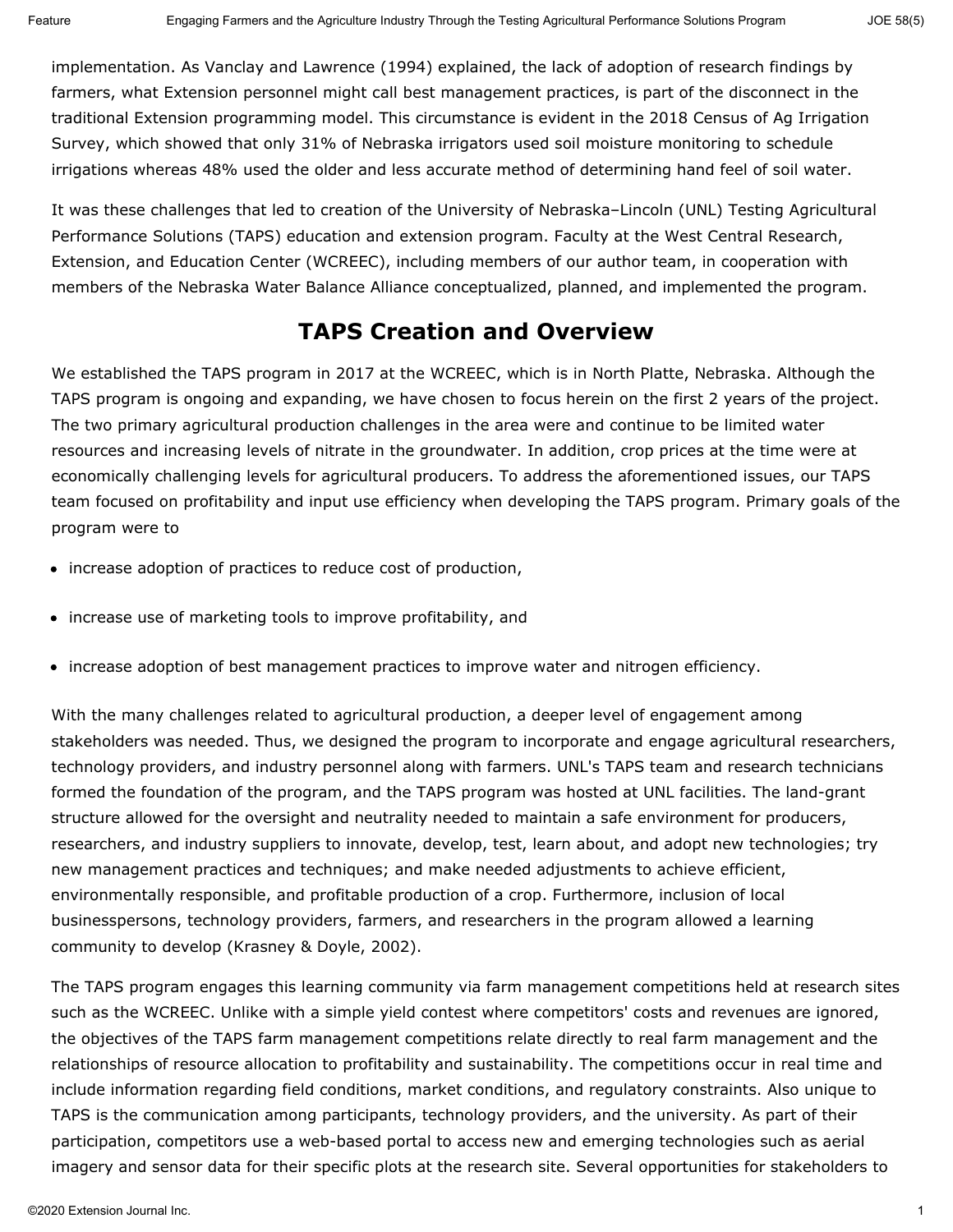implementation. As Vanclay and Lawrence (1994) explained, the lack of adoption of research findings by farmers, what Extension personnel might call best management practices, is part of the disconnect in the traditional Extension programming model. This circumstance is evident in the 2018 Census of Ag Irrigation Survey, which showed that only 31% of Nebraska irrigators used soil moisture monitoring to schedule irrigations whereas 48% used the older and less accurate method of determining hand feel of soil water.

It was these challenges that led to creation of the University of Nebraska–Lincoln (UNL) Testing Agricultural Performance Solutions (TAPS) education and extension program. Faculty at the West Central Research, Extension, and Education Center (WCREEC), including members of our author team, in cooperation with members of the Nebraska Water Balance Alliance conceptualized, planned, and implemented the program.

## TAPS Creation and Overview

We established the TAPS program in 2017 at the WCREEC, which is in North Platte, Nebraska. Although the TAPS program is ongoing and expanding, we have chosen to focus herein on the first 2 years of the project. The two primary agricultural production challenges in the area were and continue to be limited water resources and increasing levels of nitrate in the groundwater. In addition, crop prices at the time were at economically challenging levels for agricultural producers. To address the aforementioned issues, our TAPS team focused on profitability and input use efficiency when developing the TAPS program. Primary goals of the program were to

- increase adoption of practices to reduce cost of production,
- increase use of marketing tools to improve profitability, and
- increase adoption of best management practices to improve water and nitrogen efficiency.

With the many challenges related to agricultural production, a deeper level of engagement among stakeholders was needed. Thus, we designed the program to incorporate and engage agricultural researchers, technology providers, and industry personnel along with farmers. UNL's TAPS team and research technicians formed the foundation of the program, and the TAPS program was hosted at UNL facilities. The land-grant structure allowed for the oversight and neutrality needed to maintain a safe environment for producers, researchers, and industry suppliers to innovate, develop, test, learn about, and adopt new technologies; try new management practices and techniques; and make needed adjustments to achieve efficient, environmentally responsible, and profitable production of a crop. Furthermore, inclusion of local businesspersons, technology providers, farmers, and researchers in the program allowed a learning community to develop (Krasney & Doyle, 2002).

The TAPS program engages this learning community via farm management competitions held at research sites such as the WCREEC. Unlike with a simple yield contest where competitors' costs and revenues are ignored, the objectives of the TAPS farm management competitions relate directly to real farm management and the relationships of resource allocation to profitability and sustainability. The competitions occur in real time and include information regarding field conditions, market conditions, and regulatory constraints. Also unique to TAPS is the communication among participants, technology providers, and the university. As part of their participation, competitors use a web-based portal to access new and emerging technologies such as aerial imagery and sensor data for their specific plots at the research site. Several opportunities for stakeholders to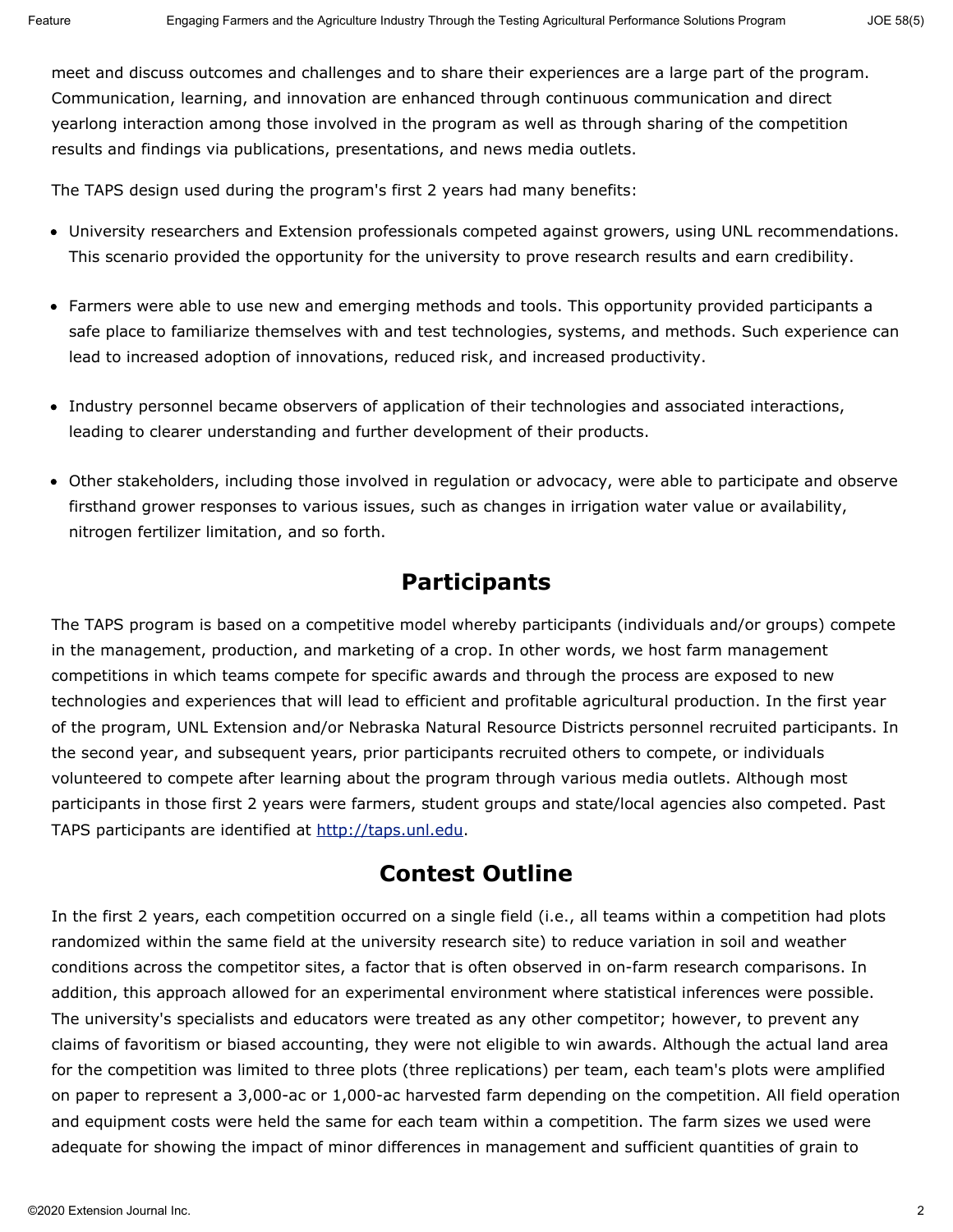meet and discuss outcomes and challenges and to share their experiences are a large part of the program. Communication, learning, and innovation are enhanced through continuous communication and direct yearlong interaction among those involved in the program as well as through sharing of the competition results and findings via publications, presentations, and news media outlets.

The TAPS design used during the program's first 2 years had many benefits:

- University researchers and Extension professionals competed against growers, using UNL recommendations. This scenario provided the opportunity for the university to prove research results and earn credibility.
- Farmers were able to use new and emerging methods and tools. This opportunity provided participants a safe place to familiarize themselves with and test technologies, systems, and methods. Such experience can lead to increased adoption of innovations, reduced risk, and increased productivity.
- Industry personnel became observers of application of their technologies and associated interactions, leading to clearer understanding and further development of their products.
- Other stakeholders, including those involved in regulation or advocacy, were able to participate and observe firsthand grower responses to various issues, such as changes in irrigation water value or availability, nitrogen fertilizer limitation, and so forth.

## Participants

The TAPS program is based on a competitive model whereby participants (individuals and/or groups) compete in the management, production, and marketing of a crop. In other words, we host farm management competitions in which teams compete for specific awards and through the process are exposed to new technologies and experiences that will lead to efficient and profitable agricultural production. In the first year of the program, UNL Extension and/or Nebraska Natural Resource Districts personnel recruited participants. In the second year, and subsequent years, prior participants recruited others to compete, or individuals volunteered to compete after learning about the program through various media outlets. Although most participants in those first 2 years were farmers, student groups and state/local agencies also competed. Past TAPS participants are identified at http://taps.unl.edu.

## Contest Outline

In the first 2 years, each competition occurred on a single field (i.e., all teams within a competition had plots randomized within the same field at the university research site) to reduce variation in soil and weather conditions across the competitor sites, a factor that is often observed in on-farm research comparisons. In addition, this approach allowed for an experimental environment where statistical inferences were possible. The university's specialists and educators were treated as any other competitor; however, to prevent any claims of favoritism or biased accounting, they were not eligible to win awards. Although the actual land area for the competition was limited to three plots (three replications) per team, each team's plots were amplified on paper to represent a 3,000-ac or 1,000-ac harvested farm depending on the competition. All field operation and equipment costs were held the same for each team within a competition. The farm sizes we used were adequate for showing the impact of minor differences in management and sufficient quantities of grain to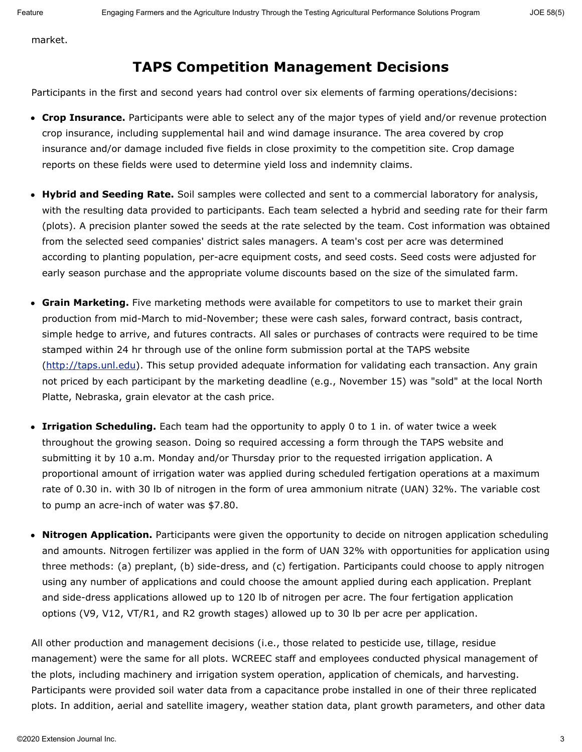market.

## TAPS Competition Management Decisions

Participants in the first and second years had control over six elements of farming operations/decisions:

- **Crop Insurance.** Participants were able to select any of the major types of yield and/or revenue protection crop insurance, including supplemental hail and wind damage insurance. The area covered by crop insurance and/or damage included five fields in close proximity to the competition site. Crop damage reports on these fields were used to determine yield loss and indemnity claims.

- **Hybrid and Seeding Rate.** Soil samples were collected and sent to a commercial laboratory for analysis, with the resulting data provided to participants. Each team selected a hybrid and seeding rate for their farm (plots). A precision planter sowed the seeds at the rate selected by the team. Cost information was obtained from the selected seed companies' district sales managers. A team's cost per acre was determined according to planting population, per-acre equipment costs, and seed costs. Seed costs were adjusted for early season purchase and the appropriate volume discounts based on the size of the simulated farm.

- **Grain Marketing.** Five marketing methods were available for competitors to use to market their grain production from mid-March to mid-November; these were cash sales, forward contract, basis contract, simple hedge to arrive, and futures contracts. All sales or purchases of contracts were required to be time stamped within 24 hr through use of the online form submission portal at the TAPS website (http://taps.unl.edu). This setup provided adequate information for validating each transaction. Any grain not priced by each participant by the marketing deadline (e.g., November 15) was "sold" at the local North Platte, Nebraska, grain elevator at the cash price.

- **Irrigation Scheduling.** Each team had the opportunity to apply 0 to 1 in. of water twice a week throughout the growing season. Doing so required accessing a form through the TAPS website and submitting it by 10 a.m. Monday and/or Thursday prior to the requested irrigation application. A proportional amount of irrigation water was applied during scheduled fertigation operations at a maximum rate of 0.30 in. with 30 lb of nitrogen in the form of urea ammonium nitrate (UAN) 32%. The variable cost to pump an acre-inch of water was $7.80.

- **Nitrogen Application.** Participants were given the opportunity to decide on nitrogen application scheduling and amounts. Nitrogen fertilizer was applied in the form of UAN 32% with opportunities for application using three methods: (a) preplant, (b) side-dress, and (c) fertigation. Participants could choose to apply nitrogen using any number of applications and could choose the amount applied during each application. Preplant and side-dress applications allowed up to 120 lb of nitrogen per acre. The four fertigation application options (V9, V12, VT/R1, and R2 growth stages) allowed up to 30 lb per acre per application.

All other production and management decisions (i.e., those related to pesticide use, tillage, residue management) were the same for all plots. WCREEC staff and employees conducted physical management of the plots, including machinery and irrigation system operation, application of chemicals, and harvesting. Participants were provided soil water data from a capacitance probe installed in one of their three replicated plots. In addition, aerial and satellite imagery, weather station data, plant growth parameters, and other data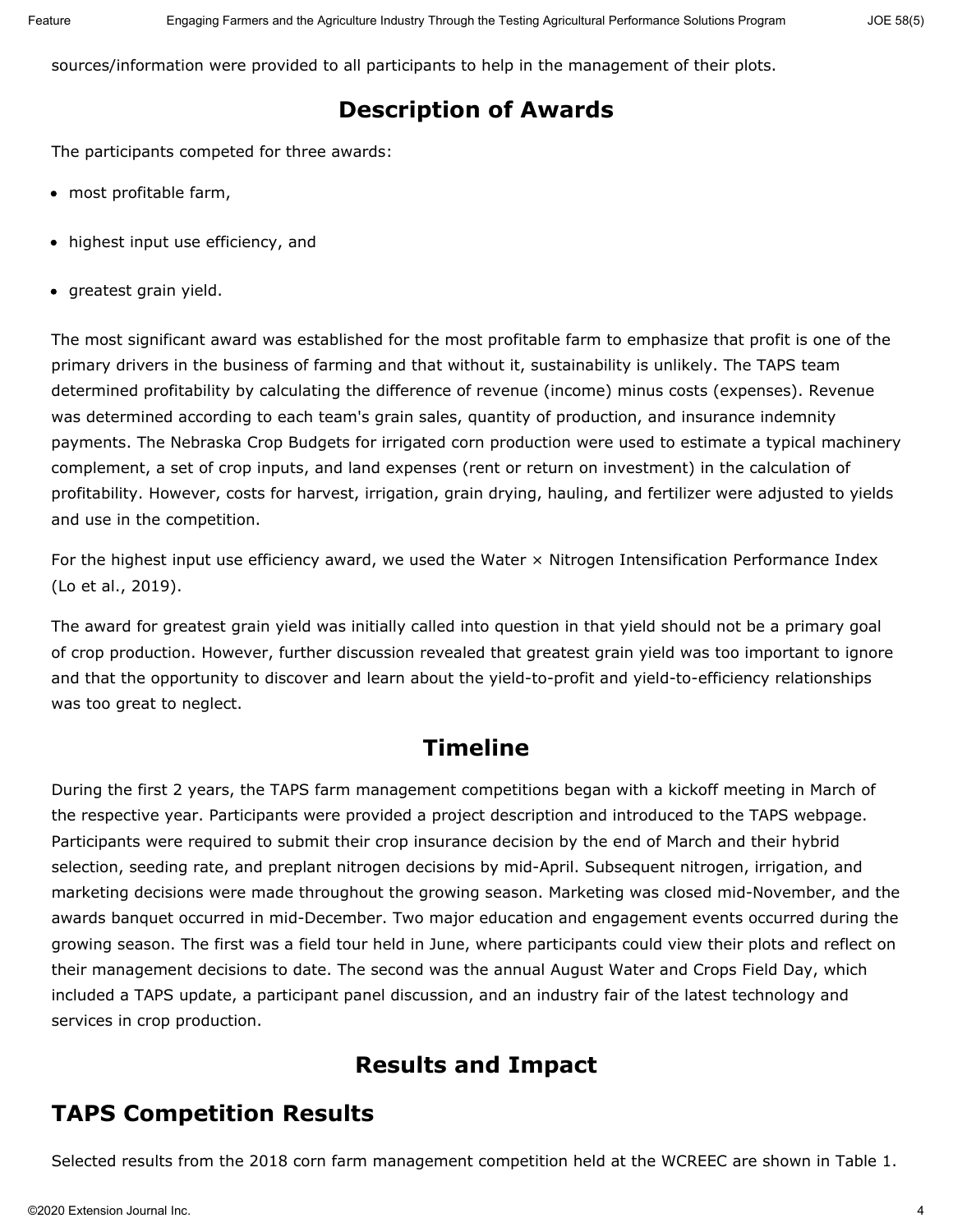sources/information were provided to all participants to help in the management of their plots.

## Description of Awards

The participants competed for three awards:

- most profitable farm,
- highest input use efficiency, and
- greatest grain yield.

The most significant award was established for the most profitable farm to emphasize that profit is one of the primary drivers in the business of farming and that without it, sustainability is unlikely. The TAPS team determined profitability by calculating the difference of revenue (income) minus costs (expenses). Revenue was determined according to each team's grain sales, quantity of production, and insurance indemnity payments. The Nebraska Crop Budgets for irrigated corn production were used to estimate a typical machinery complement, a set of crop inputs, and land expenses (rent or return on investment) in the calculation of profitability. However, costs for harvest, irrigation, grain drying, hauling, and fertilizer were adjusted to yields and use in the competition.

For the highest input use efficiency award, we used the Water × Nitrogen Intensification Performance Index (Lo et al., 2019).

The award for greatest grain yield was initially called into question in that yield should not be a primary goal of crop production. However, further discussion revealed that greatest grain yield was too important to ignore and that the opportunity to discover and learn about the yield-to-profit and yield-to-efficiency relationships was too great to neglect.

## Timeline

During the first 2 years, the TAPS farm management competitions began with a kickoff meeting in March of the respective year. Participants were provided a project description and introduced to the TAPS webpage. Participants were required to submit their crop insurance decision by the end of March and their hybrid selection, seeding rate, and preplant nitrogen decisions by mid-April. Subsequent nitrogen, irrigation, and marketing decisions were made throughout the growing season. Marketing was closed mid-November, and the awards banquet occurred in mid-December. Two major education and engagement events occurred during the growing season. The first was a field tour held in June, where participants could view their plots and reflect on their management decisions to date. The second was the annual August Water and Crops Field Day, which included a TAPS update, a participant panel discussion, and an industry fair of the latest technology and services in crop production.

## Results and Impact

## TAPS Competition Results

Selected results from the 2018 corn farm management competition held at the WCREEC are shown in Table 1.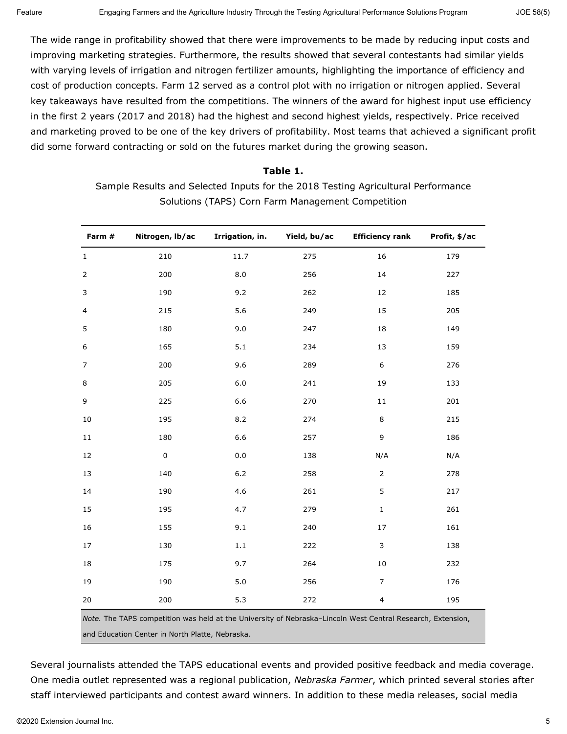The wide range in profitability showed that there were improvements to be made by reducing input costs and improving marketing strategies. Furthermore, the results showed that several contestants had similar yields with varying levels of irrigation and nitrogen fertilizer amounts, highlighting the importance of efficiency and cost of production concepts. Farm 12 served as a control plot with no irrigation or nitrogen applied. Several key takeaways have resulted from the competitions. The winners of the award for highest input use efficiency in the first 2 years (2017 and 2018) had the highest and second highest yields, respectively. Price received and marketing proved to be one of the key drivers of profitability. Most teams that achieved a significant profit did some forward contracting or sold on the futures market during the growing season.

**Table 1.**
Sample Results and Selected Inputs for the 2018 Testing Agricultural Performance Solutions (TAPS) Corn Farm Management Competition

| Farm # | Nitrogen, lb/ac | Irrigation, in. | Yield, bu/ac | Efficiency rank | Profit, $/ac |
|---|---|---|---|---|---|
| 1 | 210 | 11.7 | 275 | 16 | 179 |
| 2 | 200 | 8.0 | 256 | 14 | 227 |
| 3 | 190 | 9.2 | 262 | 12 | 185 |
| 4 | 215 | 5.6 | 249 | 15 | 205 |
| 5 | 180 | 9.0 | 247 | 18 | 149 |
| 6 | 165 | 5.1 | 234 | 13 | 159 |
| 7 | 200 | 9.6 | 289 | 6 | 276 |
| 8 | 205 | 6.0 | 241 | 19 | 133 |
| 9 | 225 | 6.6 | 270 | 11 | 201 |
| 10 | 195 | 8.2 | 274 | 8 | 215 |
| 11 | 180 | 6.6 | 257 | 9 | 186 |
| 12 | 0 | 0.0 | 138 | N/A | N/A |
| 13 | 140 | 6.2 | 258 | 2 | 278 |
| 14 | 190 | 4.6 | 261 | 5 | 217 |
| 15 | 195 | 4.7 | 279 | 1 | 261 |
| 16 | 155 | 9.1 | 240 | 17 | 161 |
| 17 | 130 | 1.1 | 222 | 3 | 138 |
| 18 | 175 | 9.7 | 264 | 10 | 232 |
| 19 | 190 | 5.0 | 256 | 7 | 176 |
| 20 | 200 | 5.3 | 272 | 4 | 195 |

*Note.* The TAPS competition was held at the University of Nebraska–Lincoln West Central Research, Extension, and Education Center in North Platte, Nebraska.

Several journalists attended the TAPS educational events and provided positive feedback and media coverage. One media outlet represented was a regional publication, *Nebraska Farmer*, which printed several stories after staff interviewed participants and contest award winners. In addition to these media releases, social media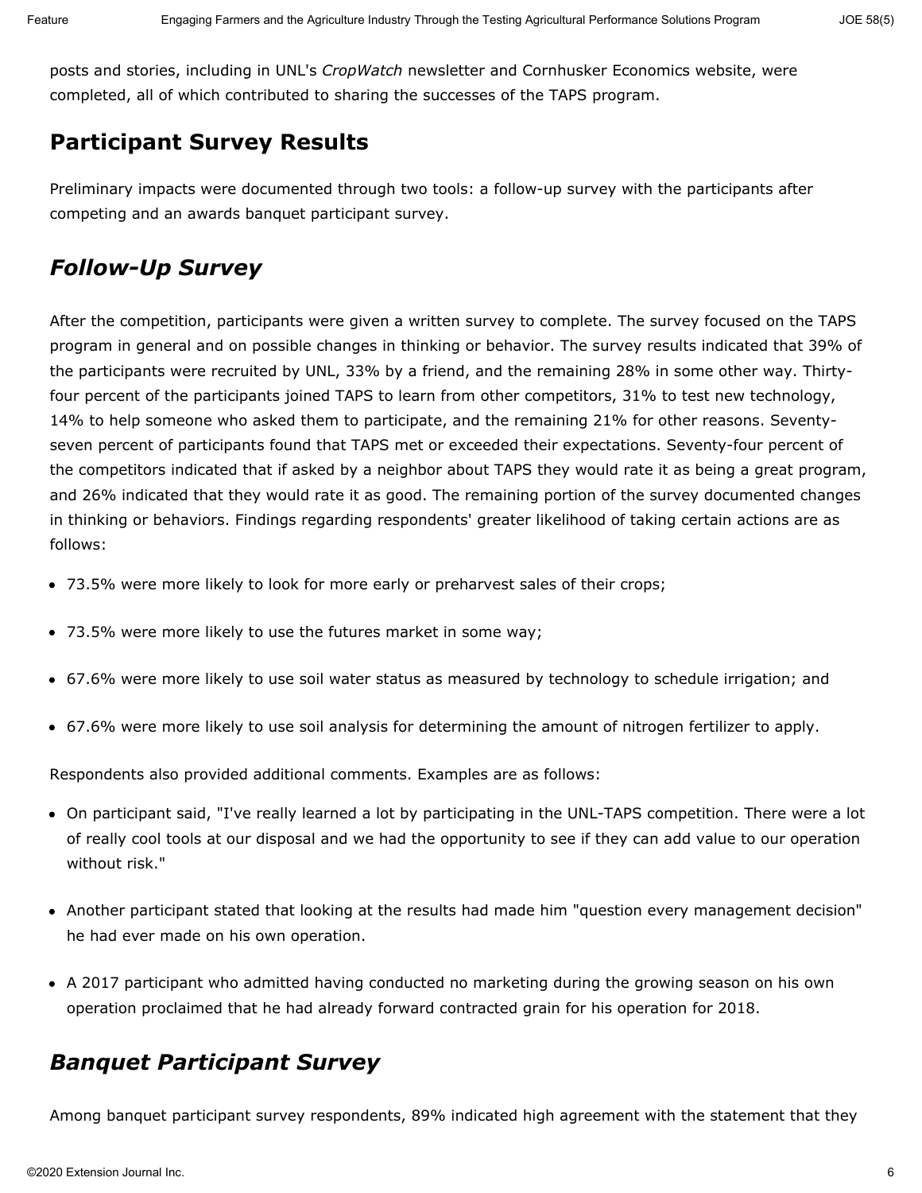posts and stories, including in UNL's *CropWatch* newsletter and Cornhusker Economics website, were completed, all of which contributed to sharing the successes of the TAPS program.

## Participant Survey Results

Preliminary impacts were documented through two tools: a follow-up survey with the participants after competing and an awards banquet participant survey.

### *Follow-Up Survey*

After the competition, participants were given a written survey to complete. The survey focused on the TAPS program in general and on possible changes in thinking or behavior. The survey results indicated that 39% of the participants were recruited by UNL, 33% by a friend, and the remaining 28% in some other way. Thirty-four percent of the participants joined TAPS to learn from other competitors, 31% to test new technology, 14% to help someone who asked them to participate, and the remaining 21% for other reasons. Seventy-seven percent of participants found that TAPS met or exceeded their expectations. Seventy-four percent of the competitors indicated that if asked by a neighbor about TAPS they would rate it as being a great program, and 26% indicated that they would rate it as good. The remaining portion of the survey documented changes in thinking or behaviors. Findings regarding respondents' greater likelihood of taking certain actions are as follows:

- 73.5% were more likely to look for more early or preharvest sales of their crops;
- 73.5% were more likely to use the futures market in some way;
- 67.6% were more likely to use soil water status as measured by technology to schedule irrigation; and
- 67.6% were more likely to use soil analysis for determining the amount of nitrogen fertilizer to apply.

Respondents also provided additional comments. Examples are as follows:

- On participant said, "I've really learned a lot by participating in the UNL-TAPS competition. There were a lot of really cool tools at our disposal and we had the opportunity to see if they can add value to our operation without risk."
- Another participant stated that looking at the results had made him "question every management decision" he had ever made on his own operation.
- A 2017 participant who admitted having conducted no marketing during the growing season on his own operation proclaimed that he had already forward contracted grain for his operation for 2018.

### *Banquet Participant Survey*

Among banquet participant survey respondents, 89% indicated high agreement with the statement that they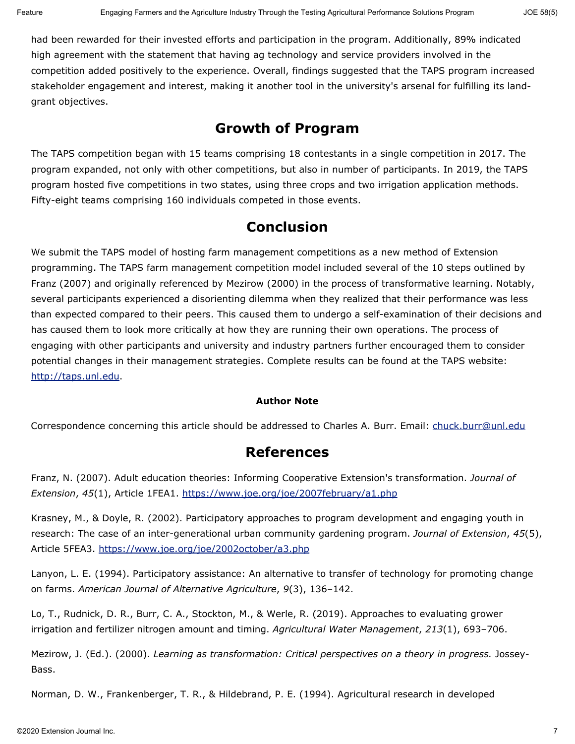had been rewarded for their invested efforts and participation in the program. Additionally, 89% indicated high agreement with the statement that having ag technology and service providers involved in the competition added positively to the experience. Overall, findings suggested that the TAPS program increased stakeholder engagement and interest, making it another tool in the university's arsenal for fulfilling its land-grant objectives.

## Growth of Program

The TAPS competition began with 15 teams comprising 18 contestants in a single competition in 2017. The program expanded, not only with other competitions, but also in number of participants. In 2019, the TAPS program hosted five competitions in two states, using three crops and two irrigation application methods. Fifty-eight teams comprising 160 individuals competed in those events.

## Conclusion

We submit the TAPS model of hosting farm management competitions as a new method of Extension programming. The TAPS farm management competition model included several of the 10 steps outlined by Franz (2007) and originally referenced by Mezirow (2000) in the process of transformative learning. Notably, several participants experienced a disorienting dilemma when they realized that their performance was less than expected compared to their peers. This caused them to undergo a self-examination of their decisions and has caused them to look more critically at how they are running their own operations. The process of engaging with other participants and university and industry partners further encouraged them to consider potential changes in their management strategies. Complete results can be found at the TAPS website: [http://taps.unl.edu](http://taps.unl.edu).

### Author Note

Correspondence concerning this article should be addressed to Charles A. Burr. Email: [chuck.burr@unl.edu](mailto:chuck.burr@unl.edu)

## References

Franz, N. (2007). Adult education theories: Informing Cooperative Extension's transformation. *Journal of Extension*, *45*(1), Article 1FEA1. [https://www.joe.org/joe/2007february/a1.php](https://www.joe.org/joe/2007february/a1.php)

Krasney, M., & Doyle, R. (2002). Participatory approaches to program development and engaging youth in research: The case of an inter-generational urban community gardening program. *Journal of Extension*, *45*(5), Article 5FEA3. [https://www.joe.org/joe/2002october/a3.php](https://www.joe.org/joe/2002october/a3.php)

Lanyon, L. E. (1994). Participatory assistance: An alternative to transfer of technology for promoting change on farms. *American Journal of Alternative Agriculture*, *9*(3), 136–142.

Lo, T., Rudnick, D. R., Burr, C. A., Stockton, M., & Werle, R. (2019). Approaches to evaluating grower irrigation and fertilizer nitrogen amount and timing. *Agricultural Water Management*, *213*(1), 693–706.

Mezirow, J. (Ed.). (2000). *Learning as transformation: Critical perspectives on a theory in progress.* Jossey-Bass.

Norman, D. W., Frankenberger, T. R., & Hildebrand, P. E. (1994). Agricultural research in developed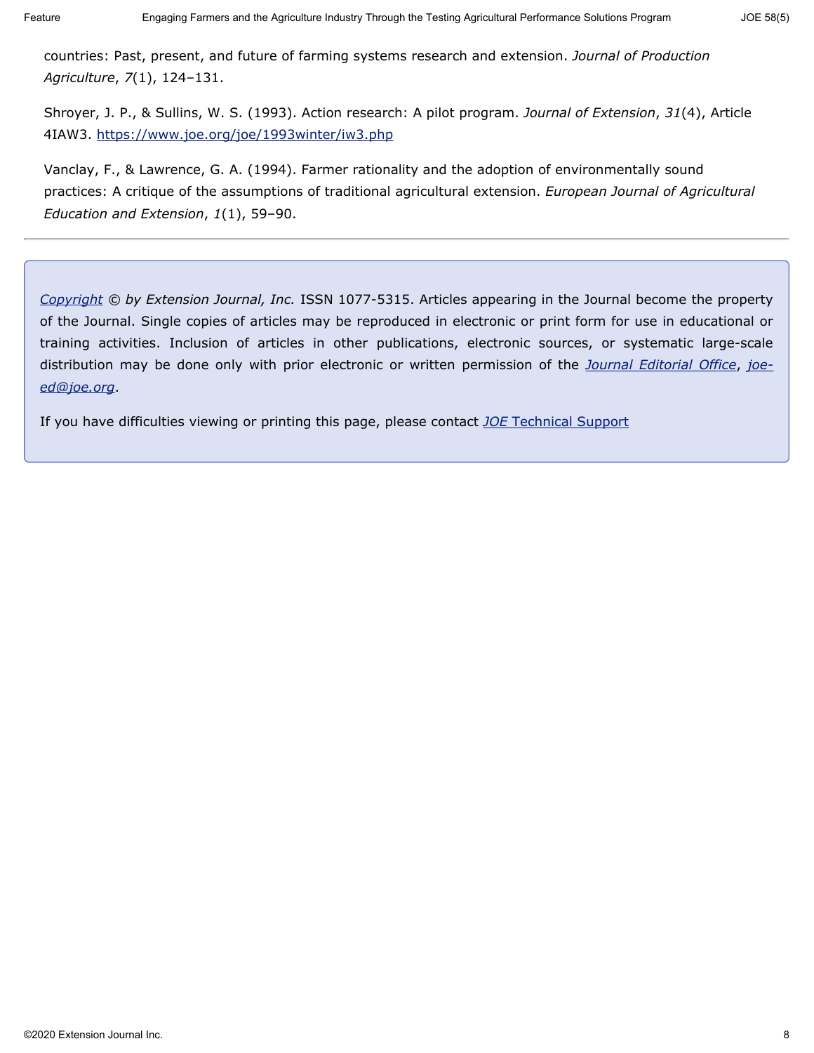countries: Past, present, and future of farming systems research and extension. *Journal of Production Agriculture*, *7*(1), 124–131.

Shroyer, J. P., & Sullins, W. S. (1993). Action research: A pilot program. *Journal of Extension*, *31*(4), Article 4IAW3. https://www.joe.org/joe/1993winter/iw3.php

Vanclay, F., & Lawrence, G. A. (1994). Farmer rationality and the adoption of environmentally sound practices: A critique of the assumptions of traditional agricultural extension. *European Journal of Agricultural Education and Extension*, *1*(1), 59–90.

---

*Copyright* © *by Extension Journal, Inc.* ISSN 1077-5315. Articles appearing in the Journal become the property of the Journal. Single copies of articles may be reproduced in electronic or print form for use in educational or training activities. Inclusion of articles in other publications, electronic sources, or systematic large-scale distribution may be done only with prior electronic or written permission of the *Journal Editorial Office*, *joe-ed@joe.org*.

If you have difficulties viewing or printing this page, please contact *JOE* Technical Support